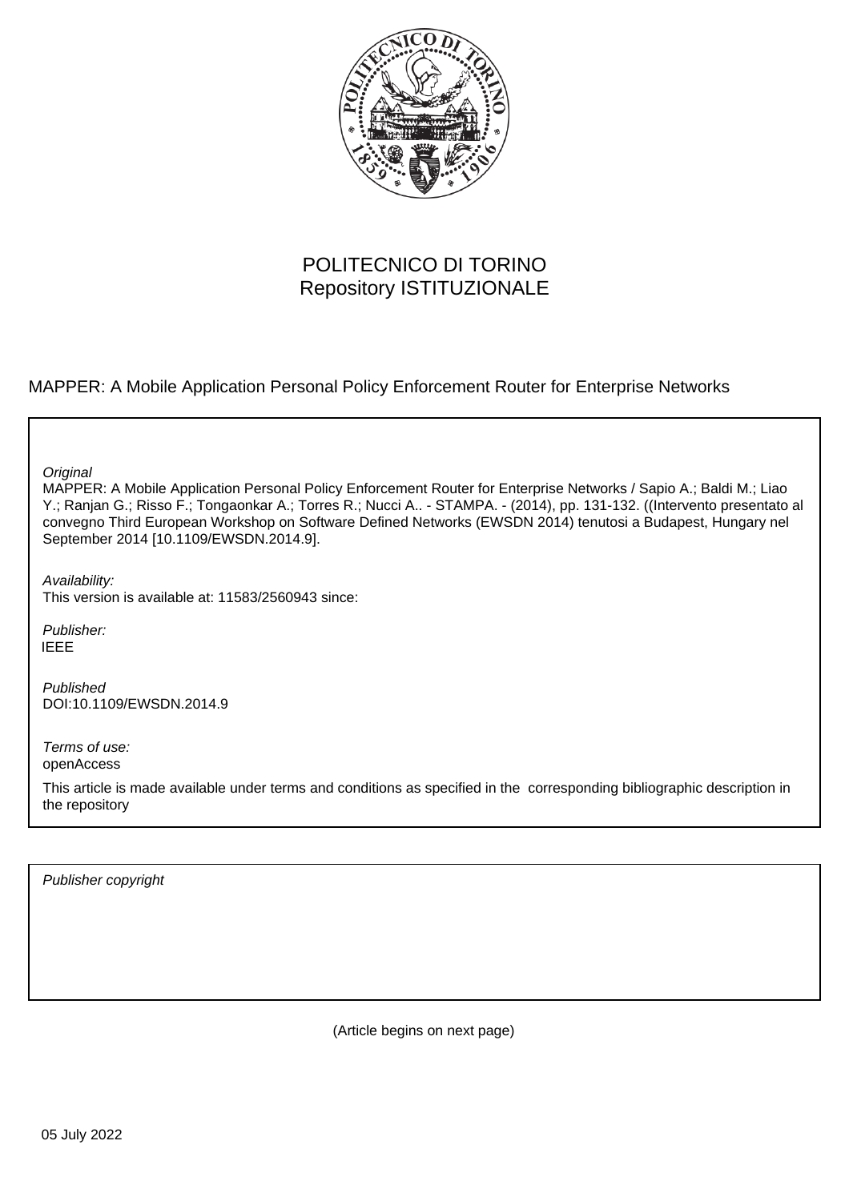POLITECNICO DI TORINO
Repository ISTITUZIONALE

MAPPER: A Mobile Application Personal Policy Enforcement Router for Enterprise Networks

*Original*

MAPPER: A Mobile Application Personal Policy Enforcement Router for Enterprise Networks / Sapio A.; Baldi M.; Liao Y.; Ranjan G.; Risso F.; Tongaonkar A.; Torres R.; Nucci A.. - STAMPA. - (2014), pp. 131-132. ((Intervento presentato al convegno Third European Workshop on Software Defined Networks (EWSDN 2014) tenutosi a Budapest, Hungary nel September 2014 [10.1109/EWSDN.2014.9].

*Availability:*

This version is available at: 11583/2560943 since:

*Publisher:*

IEEE

*Published*

DOI:10.1109/EWSDN.2014.9

*Terms of use:*

openAccess

This article is made available under terms and conditions as specified in the corresponding bibliographic description in the repository

*Publisher copyright*

(Article begins on next page)

05 July 2022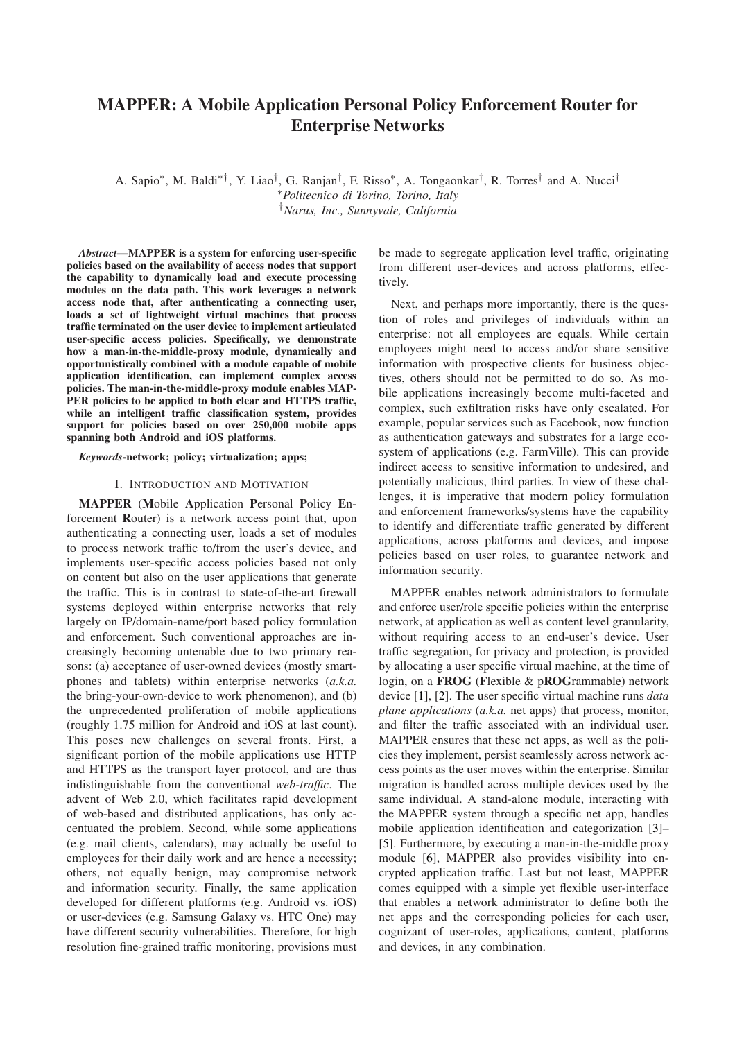# MAPPER: A Mobile Application Personal Policy Enforcement Router for Enterprise Networks

A. Sapio*, M. Baldi*†, Y. Liao†, G. Ranjan†, F. Risso*, A. Tongaonkar†, R. Torres† and A. Nucci†

*Politecnico di Torino, Torino, Italy

†Narus, Inc., Sunnyvale, California

***Abstract*—MAPPER is a system for enforcing user-specific policies based on the availability of access nodes that support the capability to dynamically load and execute processing modules on the data path. This work leverages a network access node that, after authenticating a connecting user, loads a set of lightweight virtual machines that process traffic terminated on the user device to implement articulated user-specific access policies. Specifically, we demonstrate how a man-in-the-middle-proxy module, dynamically and opportunistically combined with a module capable of mobile application identification, can implement complex access policies. The man-in-the-middle-proxy module enables MAPPER policies to be applied to both clear and HTTPS traffic, while an intelligent traffic classification system, provides support for policies based on over 250,000 mobile apps spanning both Android and iOS platforms.**

***Keywords*-network; policy; virtualization; apps;**

## I. Introduction and Motivation

**MAPPER** (**M**obile **A**pplication **P**ersonal **P**olicy **E**nforcement **R**outer) is a network access point that, upon authenticating a connecting user, loads a set of modules to process network traffic to/from the user's device, and implements user-specific access policies based not only on content but also on the user applications that generate the traffic. This is in contrast to state-of-the-art firewall systems deployed within enterprise networks that rely largely on IP/domain-name/port based policy formulation and enforcement. Such conventional approaches are increasingly becoming untenable due to two primary reasons: (a) acceptance of user-owned devices (mostly smartphones and tablets) within enterprise networks (*a.k.a.* the bring-your-own-device to work phenomenon), and (b) the unprecedented proliferation of mobile applications (roughly 1.75 million for Android and iOS at last count). This poses new challenges on several fronts. First, a significant portion of the mobile applications use HTTP and HTTPS as the transport layer protocol, and are thus indistinguishable from the conventional *web-traffic*. The advent of Web 2.0, which facilitates rapid development of web-based and distributed applications, has only accentuated the problem. Second, while some applications (e.g. mail clients, calendars), may actually be useful to employees for their daily work and are hence a necessity; others, not equally benign, may compromise network and information security. Finally, the same application developed for different platforms (e.g. Android vs. iOS) or user-devices (e.g. Samsung Galaxy vs. HTC One) may have different security vulnerabilities. Therefore, for high resolution fine-grained traffic monitoring, provisions must be made to segregate application level traffic, originating from different user-devices and across platforms, effectively.

Next, and perhaps more importantly, there is the question of roles and privileges of individuals within an enterprise: not all employees are equals. While certain employees might need to access and/or share sensitive information with prospective clients for business objectives, others should not be permitted to do so. As mobile applications increasingly become multi-faceted and complex, such exfiltration risks have only escalated. For example, popular services such as Facebook, now function as authentication gateways and substrates for a large ecosystem of applications (e.g. FarmVille). This can provide indirect access to sensitive information to undesired, and potentially malicious, third parties. In view of these challenges, it is imperative that modern policy formulation and enforcement frameworks/systems have the capability to identify and differentiate traffic generated by different applications, across platforms and devices, and impose policies based on user roles, to guarantee network and information security.

MAPPER enables network administrators to formulate and enforce user/role specific policies within the enterprise network, at application as well as content level granularity, without requiring access to an end-user's device. User traffic segregation, for privacy and protection, is provided by allocating a user specific virtual machine, at the time of login, on a **FROG** (**F**lexible & p**ROG**rammable) network device [1], [2]. The user specific virtual machine runs *data plane applications* (*a.k.a.* net apps) that process, monitor, and filter the traffic associated with an individual user. MAPPER ensures that these net apps, as well as the policies they implement, persist seamlessly across network access points as the user moves within the enterprise. Similar migration is handled across multiple devices used by the same individual. A stand-alone module, interacting with the MAPPER system through a specific net app, handles mobile application identification and categorization [3]–[5]. Furthermore, by executing a man-in-the-middle proxy module [6], MAPPER also provides visibility into encrypted application traffic. Last but not least, MAPPER comes equipped with a simple yet flexible user-interface that enables a network administrator to define both the net apps and the corresponding policies for each user, cognizant of user-roles, applications, content, platforms and devices, in any combination.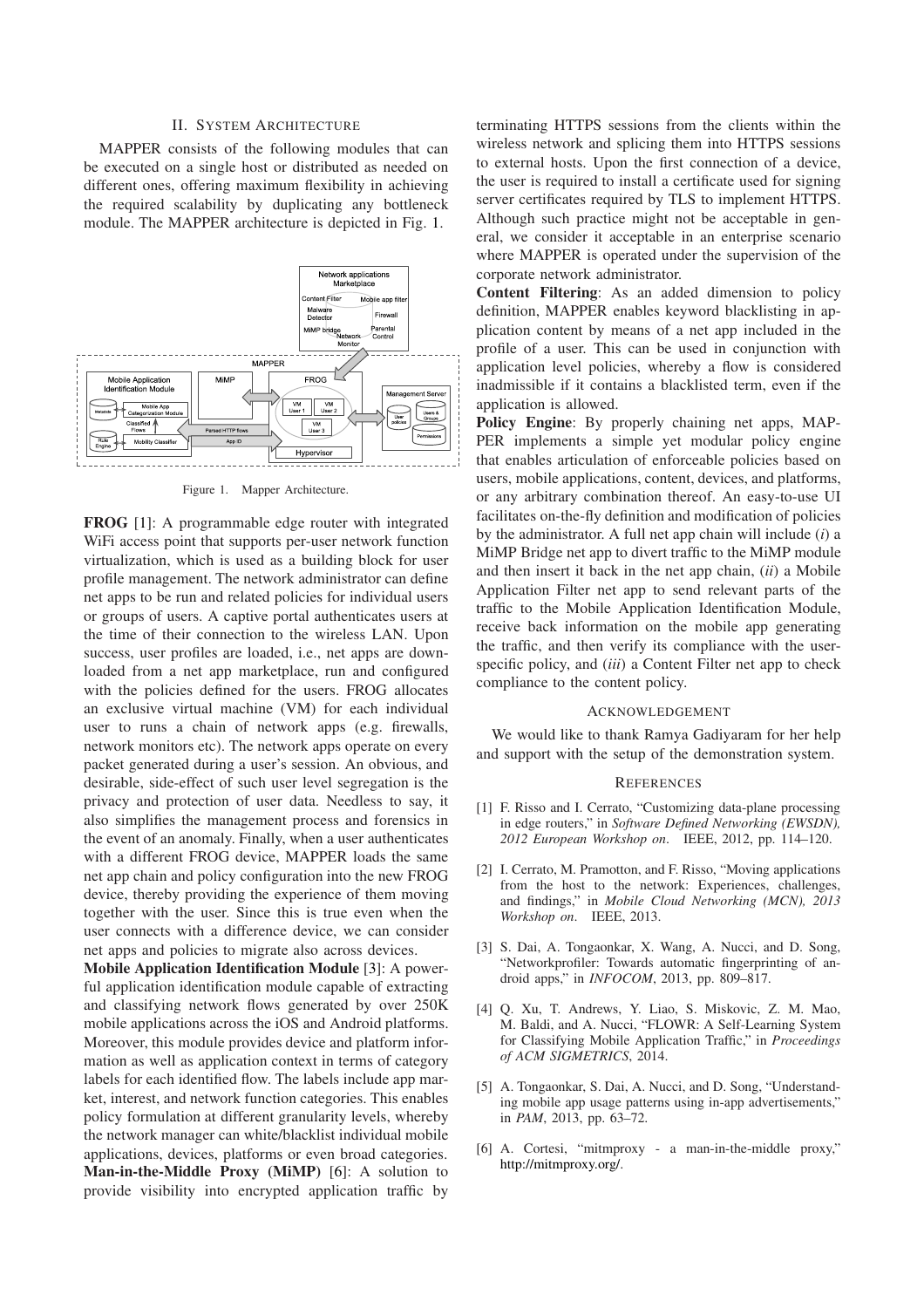## II. System Architecture

MAPPER consists of the following modules that can be executed on a single host or distributed as needed on different ones, offering maximum flexibility in achieving the required scalability by duplicating any bottleneck module. The MAPPER architecture is depicted in Fig. 1.

Figure 1. Mapper Architecture.

**FROG** [1]: A programmable edge router with integrated WiFi access point that supports per-user network function virtualization, which is used as a building block for user profile management. The network administrator can define net apps to be run and related policies for individual users or groups of users. A captive portal authenticates users at the time of their connection to the wireless LAN. Upon success, user profiles are loaded, i.e., net apps are downloaded from a net app marketplace, run and configured with the policies defined for the users. FROG allocates an exclusive virtual machine (VM) for each individual user to runs a chain of network apps (e.g. firewalls, network monitors etc). The network apps operate on every packet generated during a user's session. An obvious, and desirable, side-effect of such user level segregation is the privacy and protection of user data. Needless to say, it also simplifies the management process and forensics in the event of an anomaly. Finally, when a user authenticates with a different FROG device, MAPPER loads the same net app chain and policy configuration into the new FROG device, thereby providing the experience of them moving together with the user. Since this is true even when the user connects with a difference device, we can consider net apps and policies to migrate also across devices.

**Mobile Application Identification Module** [3]: A powerful application identification module capable of extracting and classifying network flows generated by over 250K mobile applications across the iOS and Android platforms. Moreover, this module provides device and platform information as well as application context in terms of category labels for each identified flow. The labels include app market, interest, and network function categories. This enables policy formulation at different granularity levels, whereby the network manager can white/blacklist individual mobile applications, devices, platforms or even broad categories.

**Man-in-the-Middle Proxy (MiMP)** [6]: A solution to provide visibility into encrypted application traffic by terminating HTTPS sessions from the clients within the wireless network and splicing them into HTTPS sessions to external hosts. Upon the first connection of a device, the user is required to install a certificate used for signing server certificates required by TLS to implement HTTPS. Although such practice might not be acceptable in general, we consider it acceptable in an enterprise scenario where MAPPER is operated under the supervision of the corporate network administrator.

**Content Filtering**: As an added dimension to policy definition, MAPPER enables keyword blacklisting in application content by means of a net app included in the profile of a user. This can be used in conjunction with application level policies, whereby a flow is considered inadmissible if it contains a blacklisted term, even if the application is allowed.

**Policy Engine**: By properly chaining net apps, MAPPER implements a simple yet modular policy engine that enables articulation of enforceable policies based on users, mobile applications, content, devices, and platforms, or any arbitrary combination thereof. An easy-to-use UI facilitates on-the-fly definition and modification of policies by the administrator. A full net app chain will include (*i*) a MiMP Bridge net app to divert traffic to the MiMP module and then insert it back in the net app chain, (*ii*) a Mobile Application Filter net app to send relevant parts of the traffic to the Mobile Application Identification Module, receive back information on the mobile app generating the traffic, and then verify its compliance with the user-specific policy, and (*iii*) a Content Filter net app to check compliance to the content policy.

## Acknowledgement

We would like to thank Ramya Gadiyaram for her help and support with the setup of the demonstration system.

## References

[1] F. Risso and I. Cerrato, "Customizing data-plane processing in edge routers," in *Software Defined Networking (EWSDN), 2012 European Workshop on*. IEEE, 2012, pp. 114–120.

[2] I. Cerrato, M. Pramotton, and F. Risso, "Moving applications from the host to the network: Experiences, challenges, and findings," in *Mobile Cloud Networking (MCN), 2013 Workshop on*. IEEE, 2013.

[3] S. Dai, A. Tongaonkar, X. Wang, A. Nucci, and D. Song, "Networkprofiler: Towards automatic fingerprinting of android apps," in *INFOCOM*, 2013, pp. 809–817.

[4] Q. Xu, T. Andrews, Y. Liao, S. Miskovic, Z. M. Mao, M. Baldi, and A. Nucci, "FLOWR: A Self-Learning System for Classifying Mobile Application Traffic," in *Proceedings of ACM SIGMETRICS*, 2014.

[5] A. Tongaonkar, S. Dai, A. Nucci, and D. Song, "Understanding mobile app usage patterns using in-app advertisements," in *PAM*, 2013, pp. 63–72.

[6] A. Cortesi, "mitmproxy - a man-in-the-middle proxy," http://mitmproxy.org/.